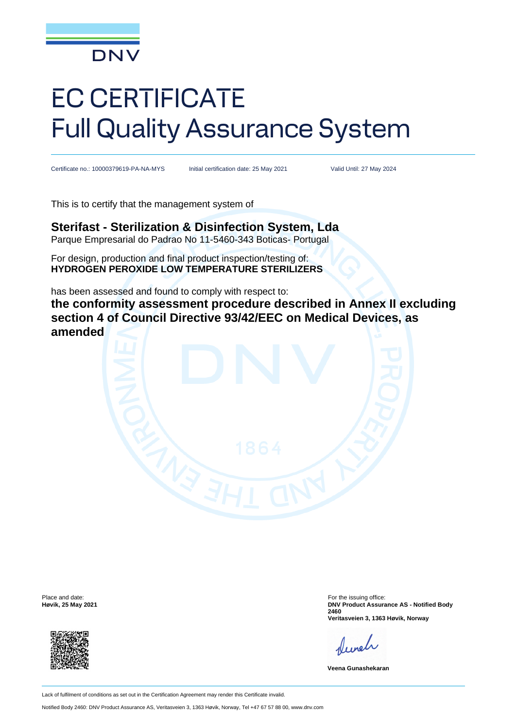DNV

# EC CERTIFICATE
# Full Quality Assurance System

Certificate no.: 10000379619-PA-NA-MYS    Initial certification date: 25 May 2021    Valid Until: 27 May 2024

This is to certify that the management system of

**Sterifast - Sterilization & Disinfection System, Lda**
Parque Empresarial do Padrao No 11-5460-343 Boticas- Portugal

For design, production and final product inspection/testing of:
**HYDROGEN PEROXIDE LOW TEMPERATURE STERILIZERS**

has been assessed and found to comply with respect to:
**the conformity assessment procedure described in Annex II excluding section 4 of Council Directive 93/42/EEC on Medical Devices, as amended**

Place and date:
**Høvik, 25 May 2021**

For the issuing office:
**DNV Product Assurance AS - Notified Body 2460**
**Veritasveien 3, 1363 Høvik, Norway**

**Veena Gunashekaran**

Lack of fulfilment of conditions as set out in the Certification Agreement may render this Certificate invalid.

Notified Body 2460: DNV Product Assurance AS, Veritasveien 3, 1363 Høvik, Norway, Tel +47 67 57 88 00, www.dnv.com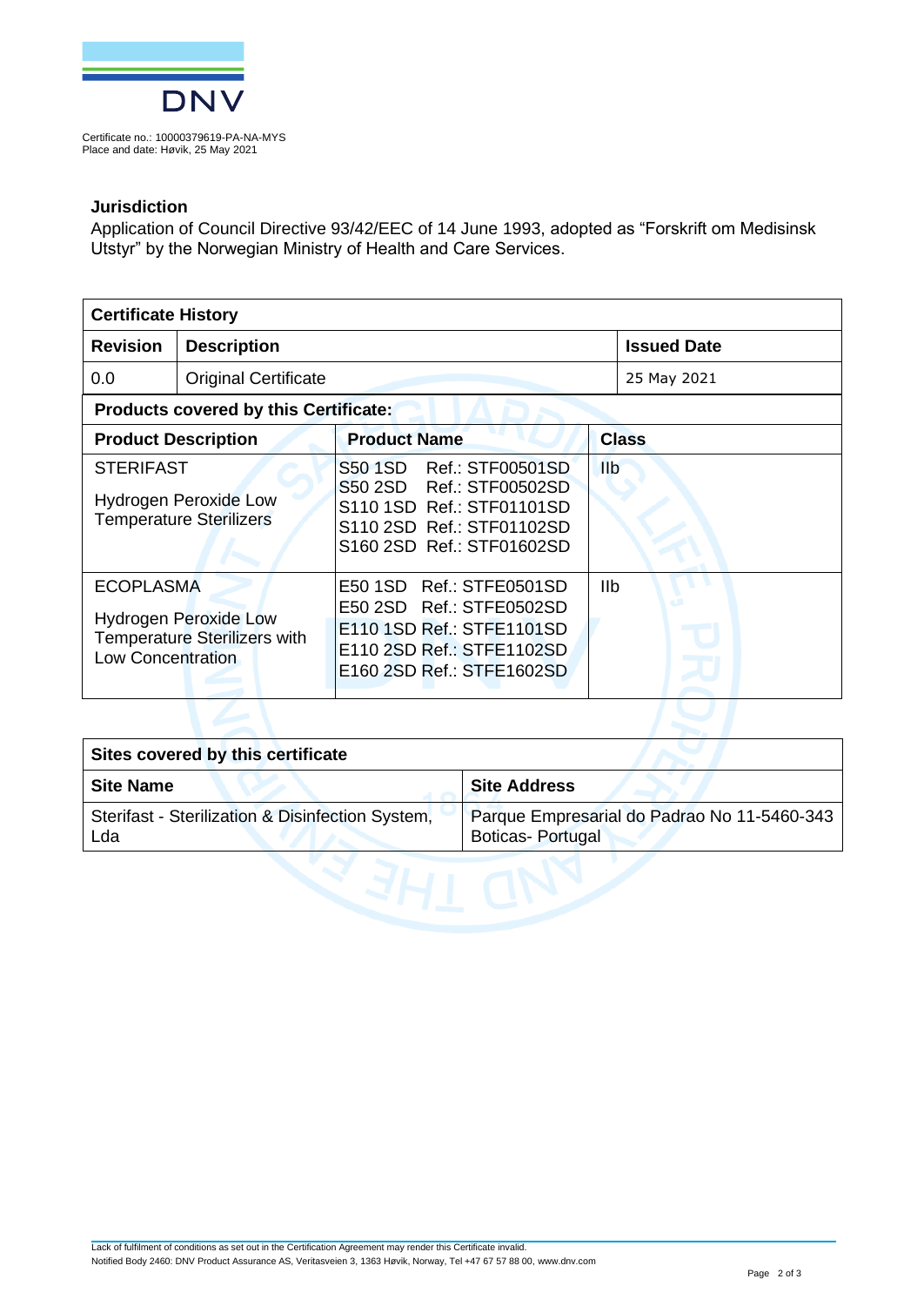Certificate no.: 10000379619-PA-NA-MYS
Place and date: Høvik, 25 May 2021

## Jurisdiction

Application of Council Directive 93/42/EEC of 14 June 1993, adopted as "Forskrift om Medisinsk Utstyr" by the Norwegian Ministry of Health and Care Services.

| **Certificate History** | | |
|---|---|---|
| **Revision** | **Description** | **Issued Date** |
| 0.0 | Original Certificate | 25 May 2021 |

| **Products covered by this Certificate:** | | |
|---|---|---|
| **Product Description** | **Product Name** | **Class** |
| STERIFAST<br><br>Hydrogen Peroxide Low Temperature Sterilizers | S50 1SD Ref.: STF00501SD<br>S50 2SD Ref.: STF00502SD<br>S110 1SD Ref.: STF01101SD<br>S110 2SD Ref.: STF01102SD<br>S160 2SD Ref.: STF01602SD | IIb |
| ECOPLASMA<br><br>Hydrogen Peroxide Low Temperature Sterilizers with Low Concentration | E50 1SD Ref.: STFE0501SD<br>E50 2SD Ref.: STFE0502SD<br>E110 1SD Ref.: STFE1101SD<br>E110 2SD Ref.: STFE1102SD<br>E160 2SD Ref.: STFE1602SD | IIb |

| **Sites covered by this certificate** | |
|---|---|
| **Site Name** | **Site Address** |
| Sterifast - Sterilization & Disinfection System, Lda | Parque Empresarial do Padrao No 11-5460-343 Boticas- Portugal |

Lack of fulfilment of conditions as set out in the Certification Agreement may render this Certificate invalid.
Notified Body 2460: DNV Product Assurance AS, Veritasveien 3, 1363 Høvik, Norway, Tel +47 67 57 88 00, www.dnv.com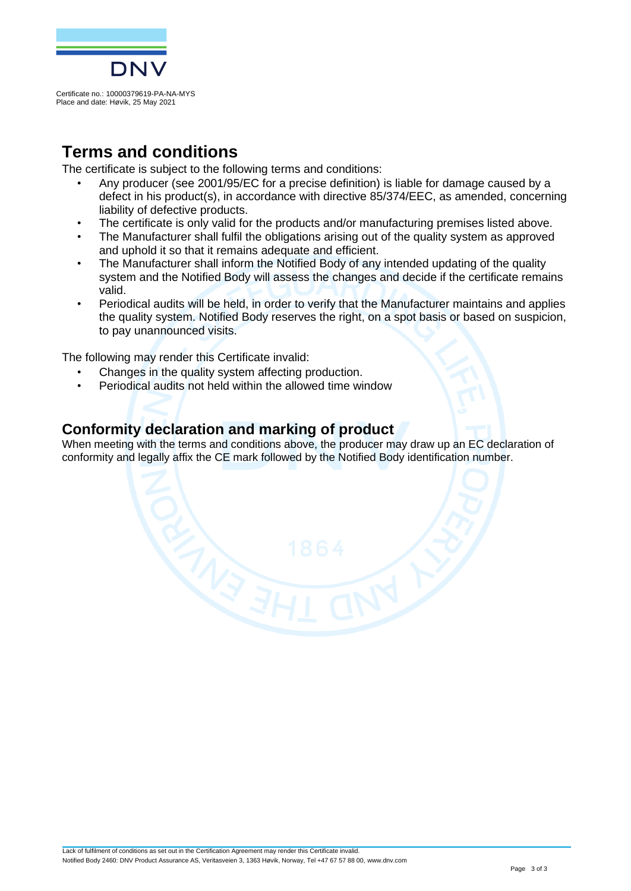Certificate no.: 10000379619-PA-NA-MYS
Place and date: Høvik, 25 May 2021

# Terms and conditions

The certificate is subject to the following terms and conditions:

- Any producer (see 2001/95/EC for a precise definition) is liable for damage caused by a defect in his product(s), in accordance with directive 85/374/EEC, as amended, concerning liability of defective products.
- The certificate is only valid for the products and/or manufacturing premises listed above.
- The Manufacturer shall fulfil the obligations arising out of the quality system as approved and uphold it so that it remains adequate and efficient.
- The Manufacturer shall inform the Notified Body of any intended updating of the quality system and the Notified Body will assess the changes and decide if the certificate remains valid.
- Periodical audits will be held, in order to verify that the Manufacturer maintains and applies the quality system. Notified Body reserves the right, on a spot basis or based on suspicion, to pay unannounced visits.

The following may render this Certificate invalid:

- Changes in the quality system affecting production.
- Periodical audits not held within the allowed time window

## Conformity declaration and marking of product

When meeting with the terms and conditions above, the producer may draw up an EC declaration of conformity and legally affix the CE mark followed by the Notified Body identification number.

Lack of fulfilment of conditions as set out in the Certification Agreement may render this Certificate invalid.
Notified Body 2460: DNV Product Assurance AS, Veritasveien 3, 1363 Høvik, Norway, Tel +47 67 57 88 00, www.dnv.com